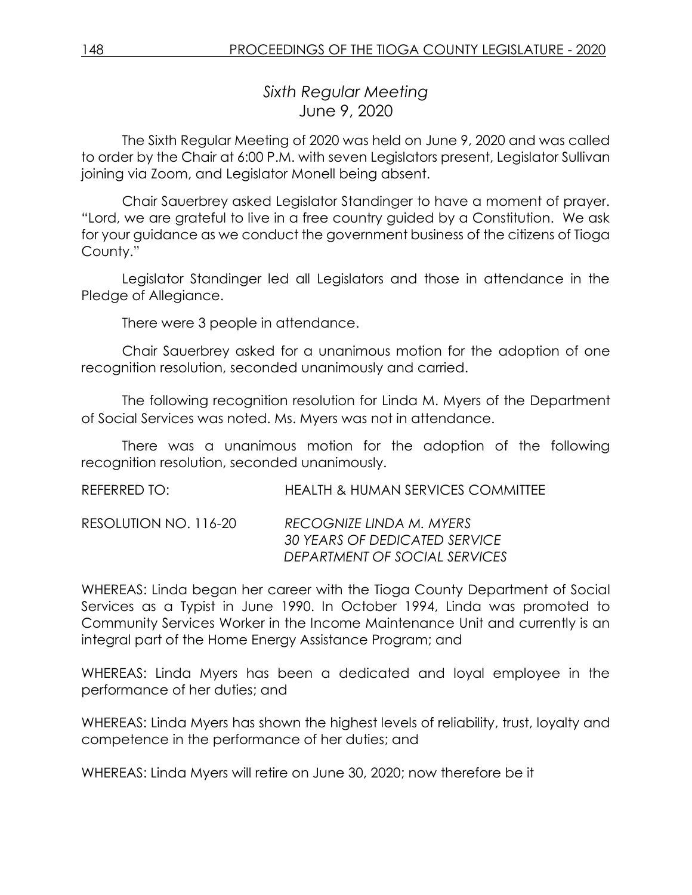## *Sixth Regular Meeting*
## June 9, 2020

The Sixth Regular Meeting of 2020 was held on June 9, 2020 and was called to order by the Chair at 6:00 P.M. with seven Legislators present, Legislator Sullivan joining via Zoom, and Legislator Monell being absent.

Chair Sauerbrey asked Legislator Standinger to have a moment of prayer. "Lord, we are grateful to live in a free country guided by a Constitution. We ask for your guidance as we conduct the government business of the citizens of Tioga County."

Legislator Standinger led all Legislators and those in attendance in the Pledge of Allegiance.

There were 3 people in attendance.

Chair Sauerbrey asked for a unanimous motion for the adoption of one recognition resolution, seconded unanimously and carried.

The following recognition resolution for Linda M. Myers of the Department of Social Services was noted. Ms. Myers was not in attendance.

There was a unanimous motion for the adoption of the following recognition resolution, seconded unanimously.

REFERRED TO: HEALTH & HUMAN SERVICES COMMITTEE

RESOLUTION NO. 116-20 *RECOGNIZE LINDA M. MYERS*
*30 YEARS OF DEDICATED SERVICE*
*DEPARTMENT OF SOCIAL SERVICES*

WHEREAS: Linda began her career with the Tioga County Department of Social Services as a Typist in June 1990. In October 1994, Linda was promoted to Community Services Worker in the Income Maintenance Unit and currently is an integral part of the Home Energy Assistance Program; and

WHEREAS: Linda Myers has been a dedicated and loyal employee in the performance of her duties; and

WHEREAS: Linda Myers has shown the highest levels of reliability, trust, loyalty and competence in the performance of her duties; and

WHEREAS: Linda Myers will retire on June 30, 2020; now therefore be it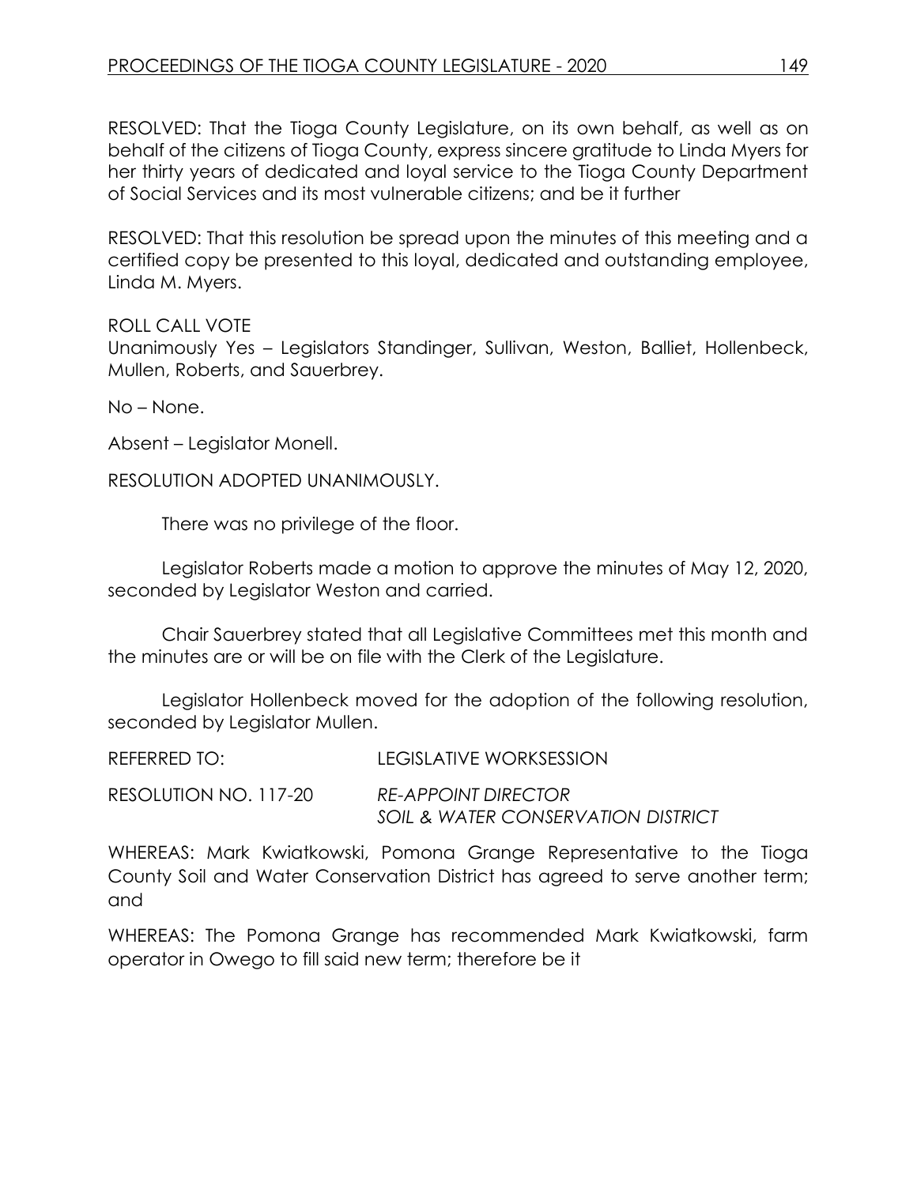RESOLVED: That the Tioga County Legislature, on its own behalf, as well as on behalf of the citizens of Tioga County, express sincere gratitude to Linda Myers for her thirty years of dedicated and loyal service to the Tioga County Department of Social Services and its most vulnerable citizens; and be it further

RESOLVED: That this resolution be spread upon the minutes of this meeting and a certified copy be presented to this loyal, dedicated and outstanding employee, Linda M. Myers.

ROLL CALL VOTE
Unanimously Yes – Legislators Standinger, Sullivan, Weston, Balliet, Hollenbeck, Mullen, Roberts, and Sauerbrey.

No – None.

Absent – Legislator Monell.

RESOLUTION ADOPTED UNANIMOUSLY.

There was no privilege of the floor.

Legislator Roberts made a motion to approve the minutes of May 12, 2020, seconded by Legislator Weston and carried.

Chair Sauerbrey stated that all Legislative Committees met this month and the minutes are or will be on file with the Clerk of the Legislature.

Legislator Hollenbeck moved for the adoption of the following resolution, seconded by Legislator Mullen.

REFERRED TO: LEGISLATIVE WORKSESSION

RESOLUTION NO. 117-20 *RE-APPOINT DIRECTOR SOIL & WATER CONSERVATION DISTRICT*

WHEREAS: Mark Kwiatkowski, Pomona Grange Representative to the Tioga County Soil and Water Conservation District has agreed to serve another term; and

WHEREAS: The Pomona Grange has recommended Mark Kwiatkowski, farm operator in Owego to fill said new term; therefore be it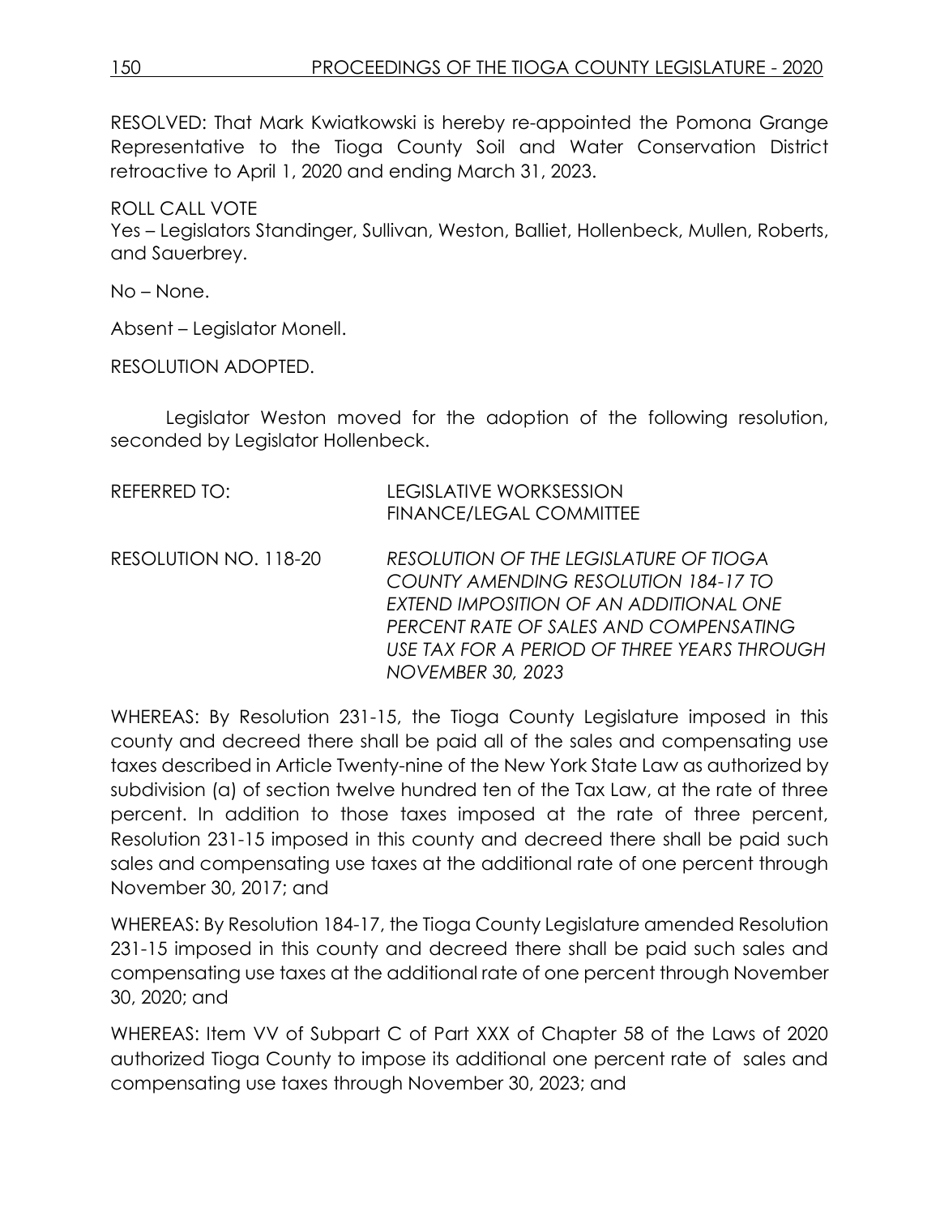RESOLVED: That Mark Kwiatkowski is hereby re-appointed the Pomona Grange Representative to the Tioga County Soil and Water Conservation District retroactive to April 1, 2020 and ending March 31, 2023.

ROLL CALL VOTE
Yes – Legislators Standinger, Sullivan, Weston, Balliet, Hollenbeck, Mullen, Roberts, and Sauerbrey.

No – None.

Absent – Legislator Monell.

RESOLUTION ADOPTED.

Legislator Weston moved for the adoption of the following resolution, seconded by Legislator Hollenbeck.

REFERRED TO: LEGISLATIVE WORKSESSION
FINANCE/LEGAL COMMITTEE

RESOLUTION NO. 118-20 *RESOLUTION OF THE LEGISLATURE OF TIOGA COUNTY AMENDING RESOLUTION 184-17 TO EXTEND IMPOSITION OF AN ADDITIONAL ONE PERCENT RATE OF SALES AND COMPENSATING USE TAX FOR A PERIOD OF THREE YEARS THROUGH NOVEMBER 30, 2023*

WHEREAS: By Resolution 231-15, the Tioga County Legislature imposed in this county and decreed there shall be paid all of the sales and compensating use taxes described in Article Twenty-nine of the New York State Law as authorized by subdivision (a) of section twelve hundred ten of the Tax Law, at the rate of three percent. In addition to those taxes imposed at the rate of three percent, Resolution 231-15 imposed in this county and decreed there shall be paid such sales and compensating use taxes at the additional rate of one percent through November 30, 2017; and

WHEREAS: By Resolution 184-17, the Tioga County Legislature amended Resolution 231-15 imposed in this county and decreed there shall be paid such sales and compensating use taxes at the additional rate of one percent through November 30, 2020; and

WHEREAS: Item VV of Subpart C of Part XXX of Chapter 58 of the Laws of 2020 authorized Tioga County to impose its additional one percent rate of sales and compensating use taxes through November 30, 2023; and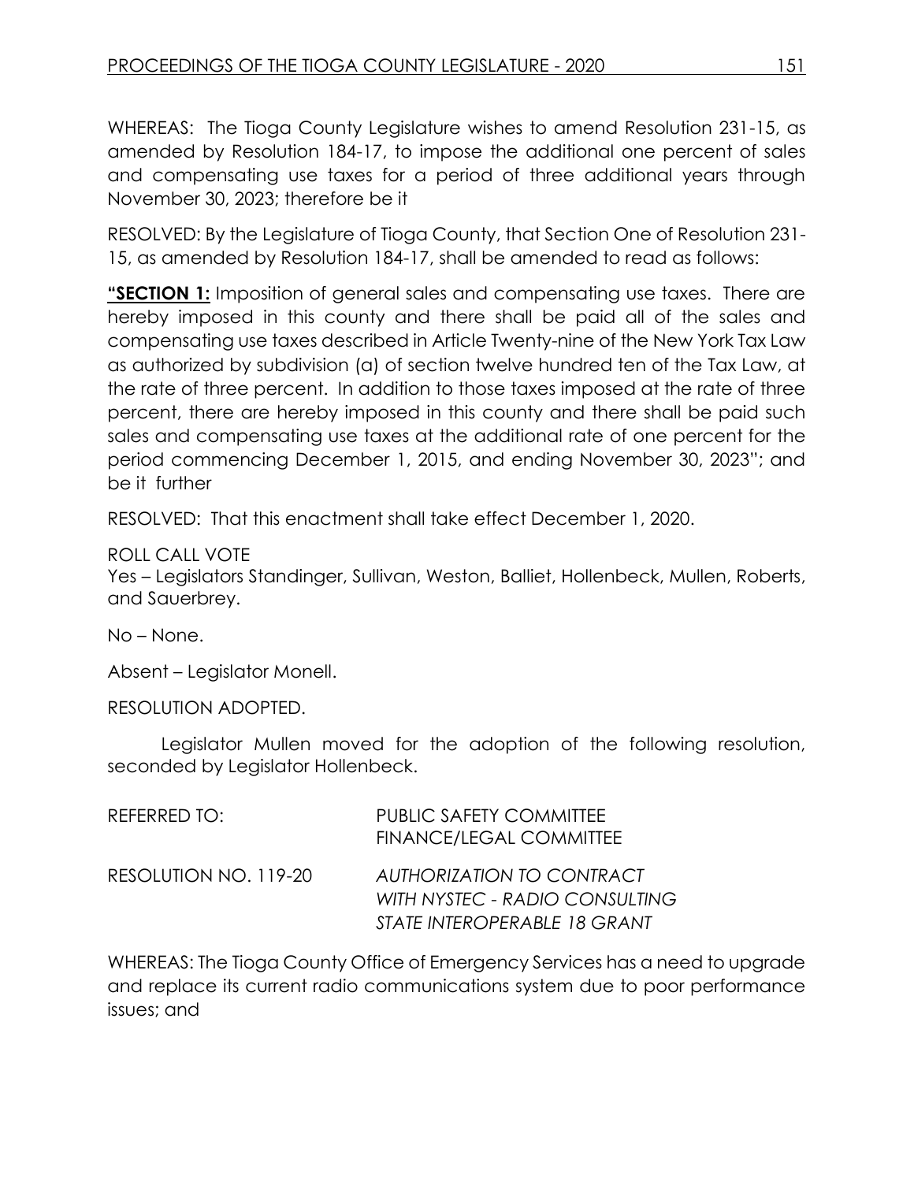WHEREAS: The Tioga County Legislature wishes to amend Resolution 231-15, as amended by Resolution 184-17, to impose the additional one percent of sales and compensating use taxes for a period of three additional years through November 30, 2023; therefore be it

RESOLVED: By the Legislature of Tioga County, that Section One of Resolution 231-15, as amended by Resolution 184-17, shall be amended to read as follows:

**"SECTION 1:** Imposition of general sales and compensating use taxes. There are hereby imposed in this county and there shall be paid all of the sales and compensating use taxes described in Article Twenty-nine of the New York Tax Law as authorized by subdivision (a) of section twelve hundred ten of the Tax Law, at the rate of three percent. In addition to those taxes imposed at the rate of three percent, there are hereby imposed in this county and there shall be paid such sales and compensating use taxes at the additional rate of one percent for the period commencing December 1, 2015, and ending November 30, 2023"; and be it further

RESOLVED: That this enactment shall take effect December 1, 2020.

ROLL CALL VOTE
Yes – Legislators Standinger, Sullivan, Weston, Balliet, Hollenbeck, Mullen, Roberts, and Sauerbrey.

No – None.

Absent – Legislator Monell.

RESOLUTION ADOPTED.

Legislator Mullen moved for the adoption of the following resolution, seconded by Legislator Hollenbeck.

REFERRED TO: PUBLIC SAFETY COMMITTEE
FINANCE/LEGAL COMMITTEE

RESOLUTION NO. 119-20 *AUTHORIZATION TO CONTRACT WITH NYSTEC - RADIO CONSULTING STATE INTEROPERABLE 18 GRANT*

WHEREAS: The Tioga County Office of Emergency Services has a need to upgrade and replace its current radio communications system due to poor performance issues; and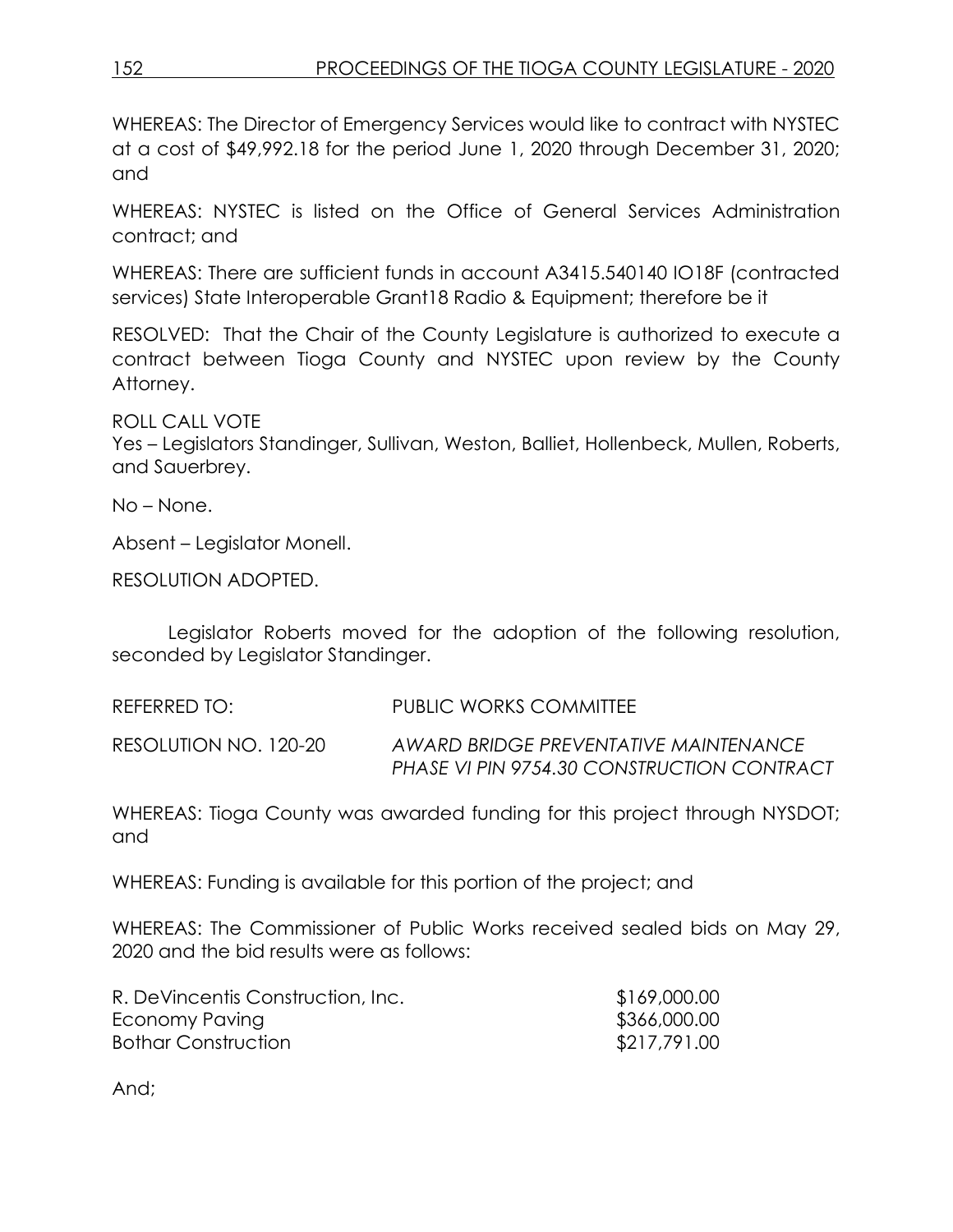WHEREAS: The Director of Emergency Services would like to contract with NYSTEC at a cost of $49,992.18 for the period June 1, 2020 through December 31, 2020; and

WHEREAS: NYSTEC is listed on the Office of General Services Administration contract; and

WHEREAS: There are sufficient funds in account A3415.540140 IO18F (contracted services) State Interoperable Grant18 Radio & Equipment; therefore be it

RESOLVED: That the Chair of the County Legislature is authorized to execute a contract between Tioga County and NYSTEC upon review by the County Attorney.

ROLL CALL VOTE
Yes – Legislators Standinger, Sullivan, Weston, Balliet, Hollenbeck, Mullen, Roberts, and Sauerbrey.

No – None.

Absent – Legislator Monell.

RESOLUTION ADOPTED.

Legislator Roberts moved for the adoption of the following resolution, seconded by Legislator Standinger.

REFERRED TO: PUBLIC WORKS COMMITTEE

RESOLUTION NO. 120-20 *AWARD BRIDGE PREVENTATIVE MAINTENANCE PHASE VI PIN 9754.30 CONSTRUCTION CONTRACT*

WHEREAS: Tioga County was awarded funding for this project through NYSDOT; and

WHEREAS: Funding is available for this portion of the project; and

WHEREAS: The Commissioner of Public Works received sealed bids on May 29, 2020 and the bid results were as follows:

| | |
|---|---|
| R. DeVincentis Construction, Inc. | $169,000.00 |
| Economy Paving | $366,000.00 |
| Bothar Construction | $217,791.00 |

And;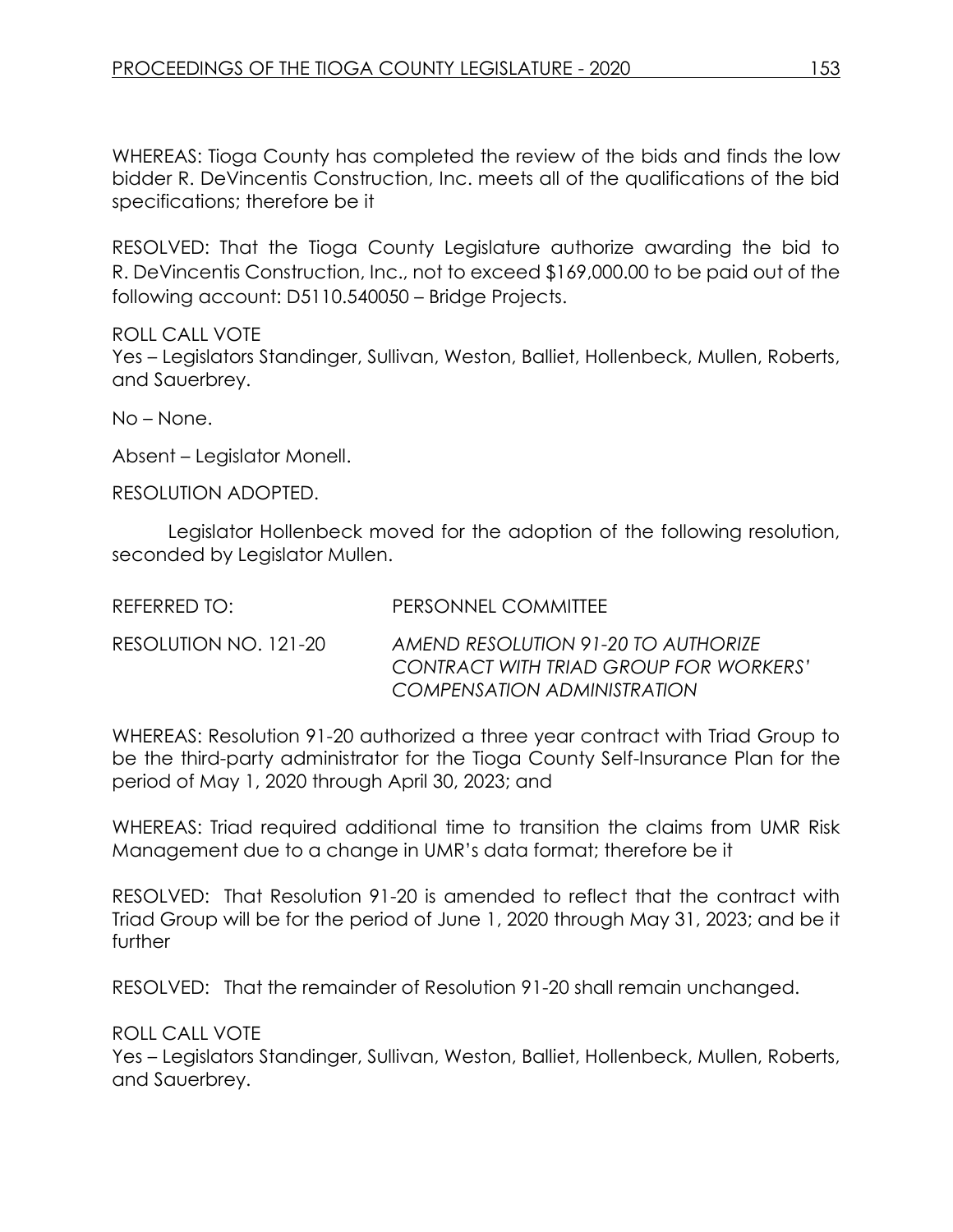WHEREAS: Tioga County has completed the review of the bids and finds the low bidder R. DeVincentis Construction, Inc. meets all of the qualifications of the bid specifications; therefore be it

RESOLVED: That the Tioga County Legislature authorize awarding the bid to R. DeVincentis Construction, Inc., not to exceed $169,000.00 to be paid out of the following account: D5110.540050 – Bridge Projects.

ROLL CALL VOTE
Yes – Legislators Standinger, Sullivan, Weston, Balliet, Hollenbeck, Mullen, Roberts, and Sauerbrey.

No – None.

Absent – Legislator Monell.

RESOLUTION ADOPTED.

Legislator Hollenbeck moved for the adoption of the following resolution, seconded by Legislator Mullen.

| | |
|---|---|
| REFERRED TO: | PERSONNEL COMMITTEE |
| RESOLUTION NO. 121-20 | *AMEND RESOLUTION 91-20 TO AUTHORIZE CONTRACT WITH TRIAD GROUP FOR WORKERS' COMPENSATION ADMINISTRATION* |

WHEREAS: Resolution 91-20 authorized a three year contract with Triad Group to be the third-party administrator for the Tioga County Self-Insurance Plan for the period of May 1, 2020 through April 30, 2023; and

WHEREAS: Triad required additional time to transition the claims from UMR Risk Management due to a change in UMR's data format; therefore be it

RESOLVED: That Resolution 91-20 is amended to reflect that the contract with Triad Group will be for the period of June 1, 2020 through May 31, 2023; and be it further

RESOLVED: That the remainder of Resolution 91-20 shall remain unchanged.

ROLL CALL VOTE
Yes – Legislators Standinger, Sullivan, Weston, Balliet, Hollenbeck, Mullen, Roberts, and Sauerbrey.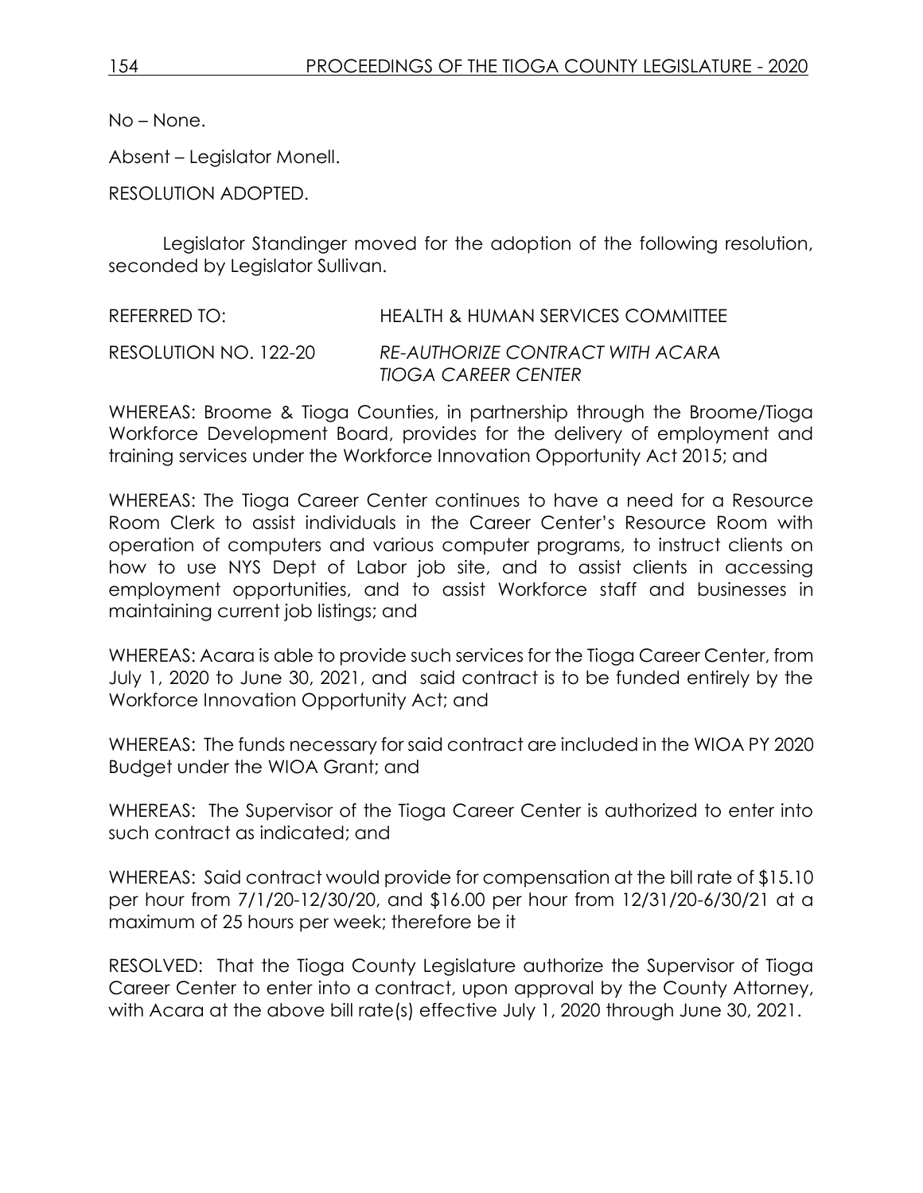No – None.

Absent – Legislator Monell.

RESOLUTION ADOPTED.

Legislator Standinger moved for the adoption of the following resolution, seconded by Legislator Sullivan.

REFERRED TO: HEALTH & HUMAN SERVICES COMMITTEE

RESOLUTION NO. 122-20 *RE-AUTHORIZE CONTRACT WITH ACARA TIOGA CAREER CENTER*

WHEREAS: Broome & Tioga Counties, in partnership through the Broome/Tioga Workforce Development Board, provides for the delivery of employment and training services under the Workforce Innovation Opportunity Act 2015; and

WHEREAS: The Tioga Career Center continues to have a need for a Resource Room Clerk to assist individuals in the Career Center's Resource Room with operation of computers and various computer programs, to instruct clients on how to use NYS Dept of Labor job site, and to assist clients in accessing employment opportunities, and to assist Workforce staff and businesses in maintaining current job listings; and

WHEREAS: Acara is able to provide such services for the Tioga Career Center, from July 1, 2020 to June 30, 2021, and said contract is to be funded entirely by the Workforce Innovation Opportunity Act; and

WHEREAS: The funds necessary for said contract are included in the WIOA PY 2020 Budget under the WIOA Grant; and

WHEREAS: The Supervisor of the Tioga Career Center is authorized to enter into such contract as indicated; and

WHEREAS: Said contract would provide for compensation at the bill rate of $15.10 per hour from 7/1/20-12/30/20, and $16.00 per hour from 12/31/20-6/30/21 at a maximum of 25 hours per week; therefore be it

RESOLVED: That the Tioga County Legislature authorize the Supervisor of Tioga Career Center to enter into a contract, upon approval by the County Attorney, with Acara at the above bill rate(s) effective July 1, 2020 through June 30, 2021.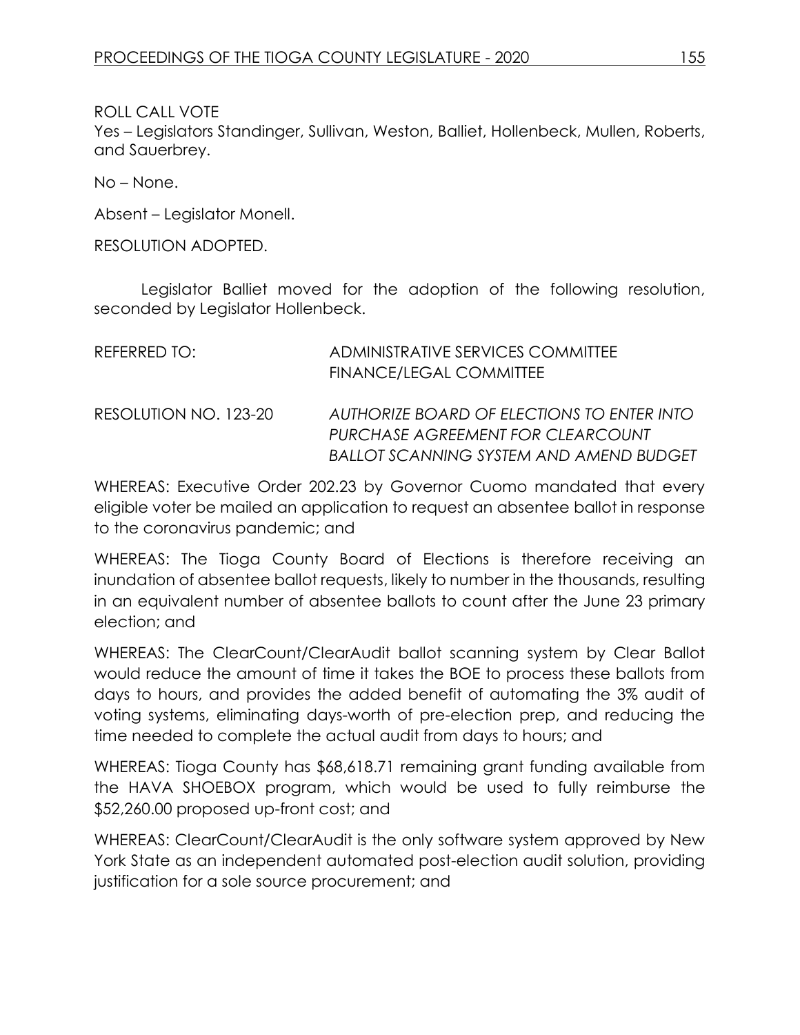ROLL CALL VOTE
Yes – Legislators Standinger, Sullivan, Weston, Balliet, Hollenbeck, Mullen, Roberts, and Sauerbrey.

No – None.

Absent – Legislator Monell.

RESOLUTION ADOPTED.

Legislator Balliet moved for the adoption of the following resolution, seconded by Legislator Hollenbeck.

REFERRED TO: ADMINISTRATIVE SERVICES COMMITTEE
FINANCE/LEGAL COMMITTEE

RESOLUTION NO. 123-20 *AUTHORIZE BOARD OF ELECTIONS TO ENTER INTO PURCHASE AGREEMENT FOR CLEARCOUNT BALLOT SCANNING SYSTEM AND AMEND BUDGET*

WHEREAS: Executive Order 202.23 by Governor Cuomo mandated that every eligible voter be mailed an application to request an absentee ballot in response to the coronavirus pandemic; and

WHEREAS: The Tioga County Board of Elections is therefore receiving an inundation of absentee ballot requests, likely to number in the thousands, resulting in an equivalent number of absentee ballots to count after the June 23 primary election; and

WHEREAS: The ClearCount/ClearAudit ballot scanning system by Clear Ballot would reduce the amount of time it takes the BOE to process these ballots from days to hours, and provides the added benefit of automating the 3% audit of voting systems, eliminating days-worth of pre-election prep, and reducing the time needed to complete the actual audit from days to hours; and

WHEREAS: Tioga County has $68,618.71 remaining grant funding available from the HAVA SHOEBOX program, which would be used to fully reimburse the $52,260.00 proposed up-front cost; and

WHEREAS: ClearCount/ClearAudit is the only software system approved by New York State as an independent automated post-election audit solution, providing justification for a sole source procurement; and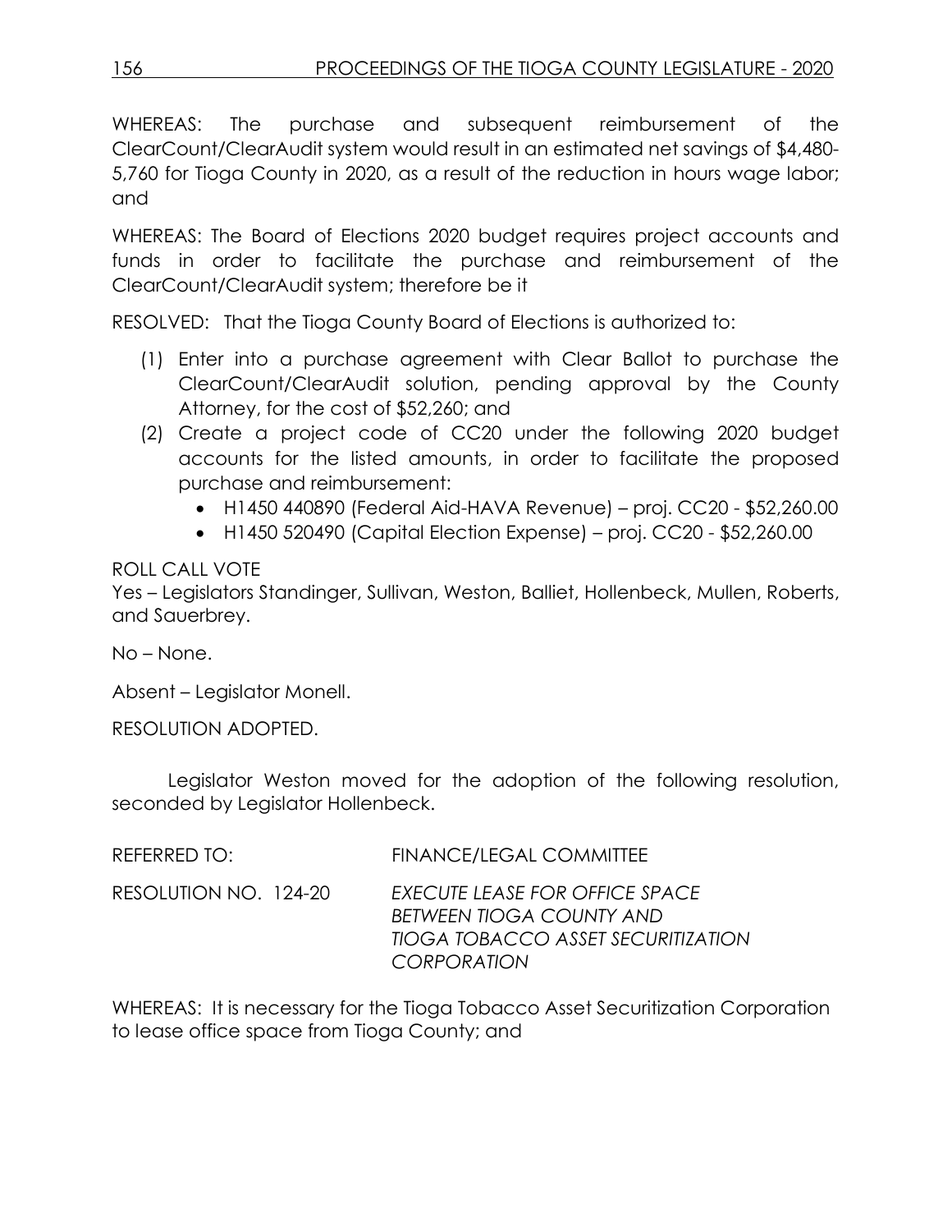WHEREAS: The purchase and subsequent reimbursement of the ClearCount/ClearAudit system would result in an estimated net savings of $4,480-5,760 for Tioga County in 2020, as a result of the reduction in hours wage labor; and

WHEREAS: The Board of Elections 2020 budget requires project accounts and funds in order to facilitate the purchase and reimbursement of the ClearCount/ClearAudit system; therefore be it

RESOLVED: That the Tioga County Board of Elections is authorized to:

(1) Enter into a purchase agreement with Clear Ballot to purchase the ClearCount/ClearAudit solution, pending approval by the County Attorney, for the cost of $52,260; and
(2) Create a project code of CC20 under the following 2020 budget accounts for the listed amounts, in order to facilitate the proposed purchase and reimbursement:
    - H1450 440890 (Federal Aid-HAVA Revenue) – proj. CC20 - $52,260.00
    - H1450 520490 (Capital Election Expense) – proj. CC20 - $52,260.00

ROLL CALL VOTE

Yes – Legislators Standinger, Sullivan, Weston, Balliet, Hollenbeck, Mullen, Roberts, and Sauerbrey.

No – None.

Absent – Legislator Monell.

RESOLUTION ADOPTED.

Legislator Weston moved for the adoption of the following resolution, seconded by Legislator Hollenbeck.

REFERRED TO: FINANCE/LEGAL COMMITTEE

RESOLUTION NO. 124-20 *EXECUTE LEASE FOR OFFICE SPACE BETWEEN TIOGA COUNTY AND TIOGA TOBACCO ASSET SECURITIZATION CORPORATION*

WHEREAS: It is necessary for the Tioga Tobacco Asset Securitization Corporation to lease office space from Tioga County; and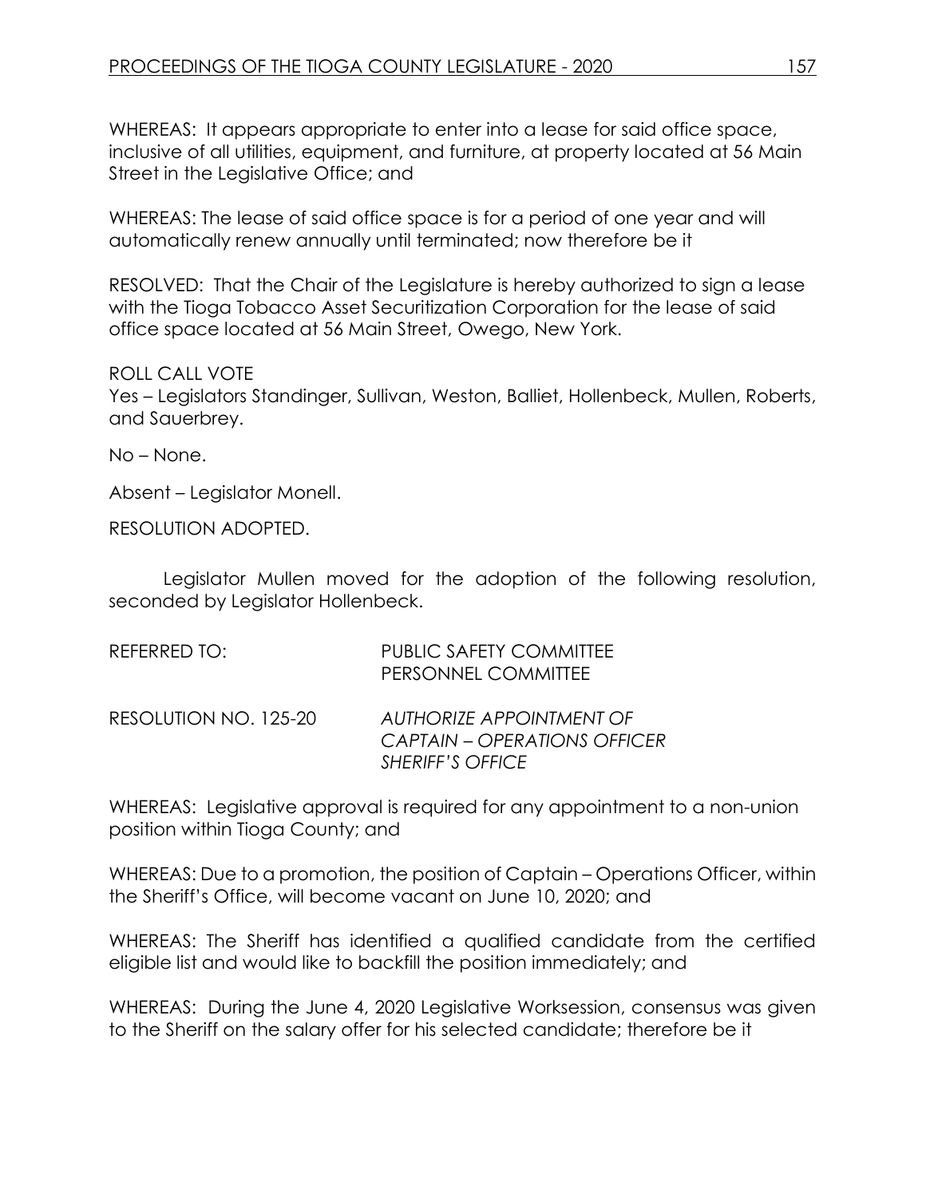WHEREAS: It appears appropriate to enter into a lease for said office space, inclusive of all utilities, equipment, and furniture, at property located at 56 Main Street in the Legislative Office; and

WHEREAS: The lease of said office space is for a period of one year and will automatically renew annually until terminated; now therefore be it

RESOLVED: That the Chair of the Legislature is hereby authorized to sign a lease with the Tioga Tobacco Asset Securitization Corporation for the lease of said office space located at 56 Main Street, Owego, New York.

ROLL CALL VOTE
Yes – Legislators Standinger, Sullivan, Weston, Balliet, Hollenbeck, Mullen, Roberts, and Sauerbrey.

No – None.

Absent – Legislator Monell.

RESOLUTION ADOPTED.

Legislator Mullen moved for the adoption of the following resolution, seconded by Legislator Hollenbeck.

REFERRED TO: PUBLIC SAFETY COMMITTEE
PERSONNEL COMMITTEE

RESOLUTION NO. 125-20 *AUTHORIZE APPOINTMENT OF CAPTAIN – OPERATIONS OFFICER SHERIFF'S OFFICE*

WHEREAS: Legislative approval is required for any appointment to a non-union position within Tioga County; and

WHEREAS: Due to a promotion, the position of Captain – Operations Officer, within the Sheriff's Office, will become vacant on June 10, 2020; and

WHEREAS: The Sheriff has identified a qualified candidate from the certified eligible list and would like to backfill the position immediately; and

WHEREAS: During the June 4, 2020 Legislative Worksession, consensus was given to the Sheriff on the salary offer for his selected candidate; therefore be it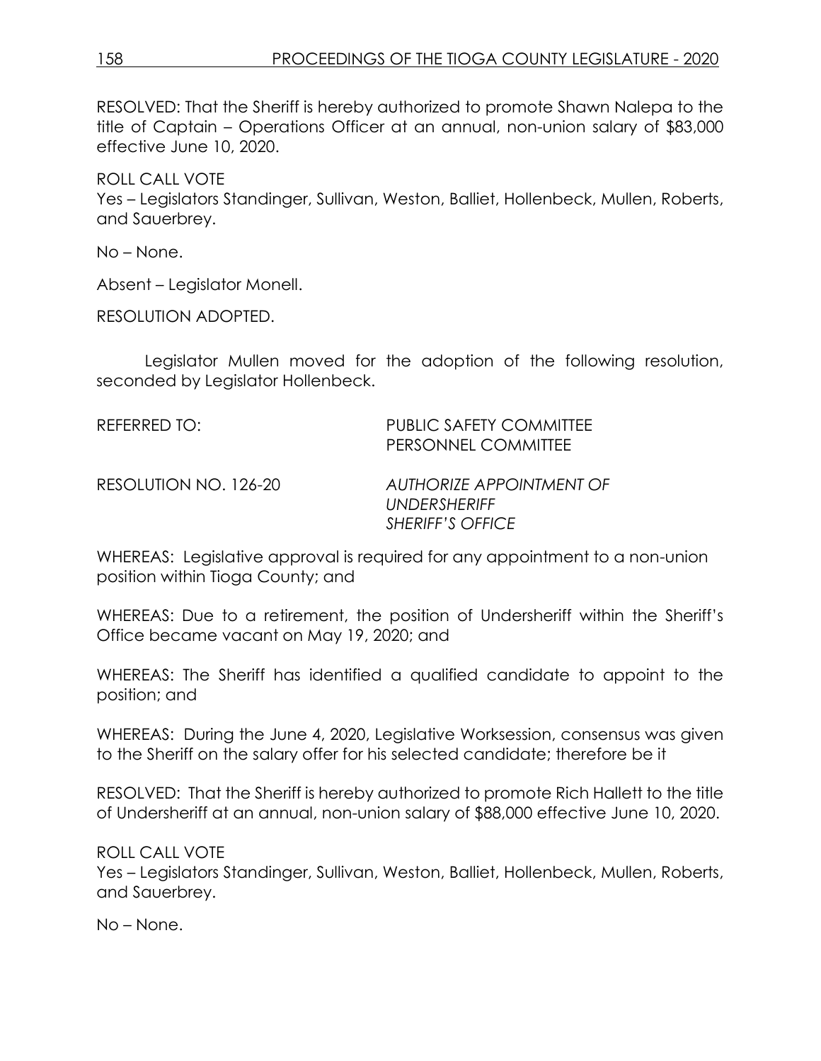RESOLVED: That the Sheriff is hereby authorized to promote Shawn Nalepa to the title of Captain – Operations Officer at an annual, non-union salary of $83,000 effective June 10, 2020.

ROLL CALL VOTE
Yes – Legislators Standinger, Sullivan, Weston, Balliet, Hollenbeck, Mullen, Roberts, and Sauerbrey.

No – None.

Absent – Legislator Monell.

RESOLUTION ADOPTED.

Legislator Mullen moved for the adoption of the following resolution, seconded by Legislator Hollenbeck.

REFERRED TO: PUBLIC SAFETY COMMITTEE
PERSONNEL COMMITTEE

RESOLUTION NO. 126-20 *AUTHORIZE APPOINTMENT OF UNDERSHERIFF SHERIFF'S OFFICE*

WHEREAS: Legislative approval is required for any appointment to a non-union position within Tioga County; and

WHEREAS: Due to a retirement, the position of Undersheriff within the Sheriff's Office became vacant on May 19, 2020; and

WHEREAS: The Sheriff has identified a qualified candidate to appoint to the position; and

WHEREAS: During the June 4, 2020, Legislative Worksession, consensus was given to the Sheriff on the salary offer for his selected candidate; therefore be it

RESOLVED: That the Sheriff is hereby authorized to promote Rich Hallett to the title of Undersheriff at an annual, non-union salary of $88,000 effective June 10, 2020.

ROLL CALL VOTE
Yes – Legislators Standinger, Sullivan, Weston, Balliet, Hollenbeck, Mullen, Roberts, and Sauerbrey.

No – None.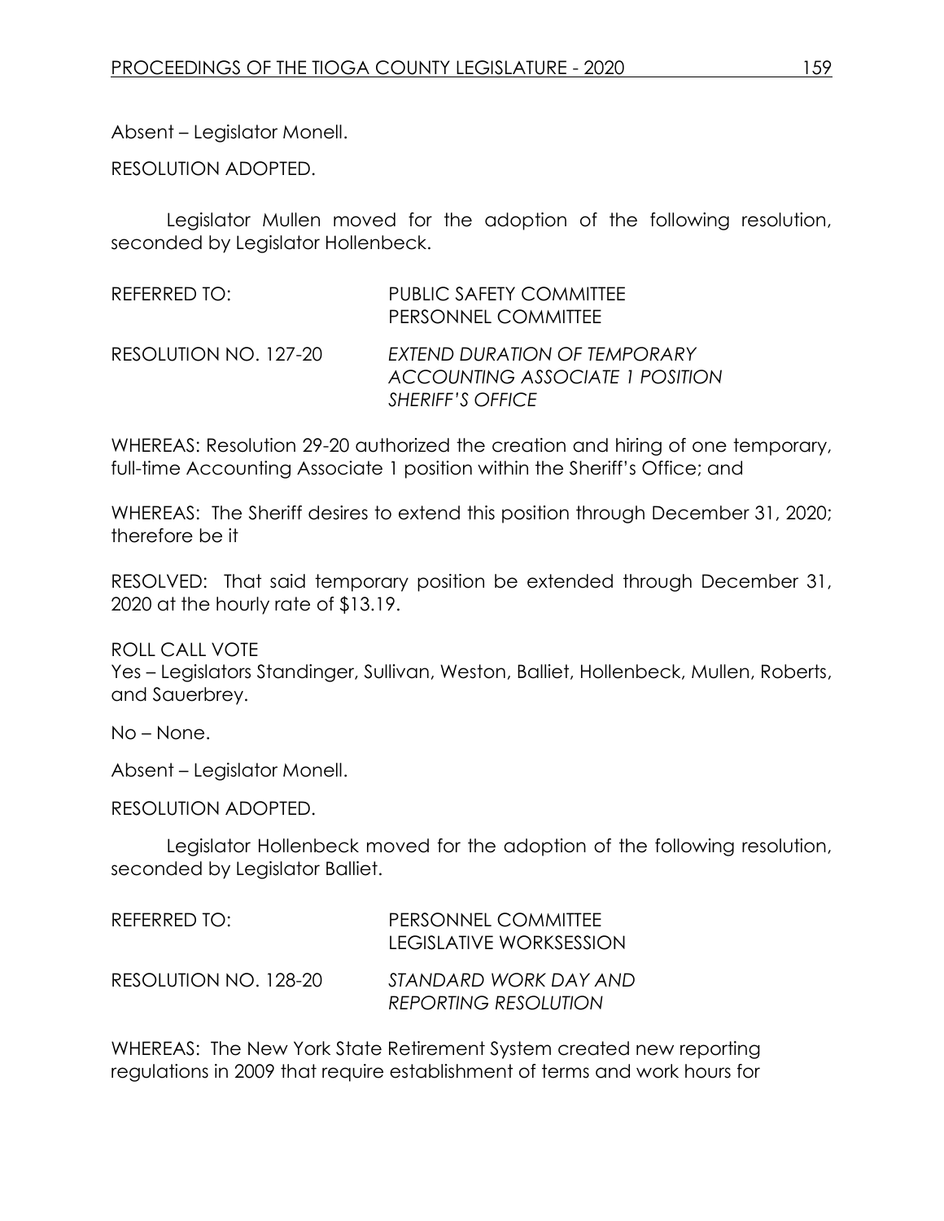Absent – Legislator Monell.

RESOLUTION ADOPTED.

Legislator Mullen moved for the adoption of the following resolution, seconded by Legislator Hollenbeck.

REFERRED TO: PUBLIC SAFETY COMMITTEE
PERSONNEL COMMITTEE

RESOLUTION NO. 127-20 *EXTEND DURATION OF TEMPORARY ACCOUNTING ASSOCIATE 1 POSITION SHERIFF'S OFFICE*

WHEREAS: Resolution 29-20 authorized the creation and hiring of one temporary, full-time Accounting Associate 1 position within the Sheriff's Office; and

WHEREAS: The Sheriff desires to extend this position through December 31, 2020; therefore be it

RESOLVED: That said temporary position be extended through December 31, 2020 at the hourly rate of $13.19.

ROLL CALL VOTE
Yes – Legislators Standinger, Sullivan, Weston, Balliet, Hollenbeck, Mullen, Roberts, and Sauerbrey.

No – None.

Absent – Legislator Monell.

RESOLUTION ADOPTED.

Legislator Hollenbeck moved for the adoption of the following resolution, seconded by Legislator Balliet.

REFERRED TO: PERSONNEL COMMITTEE
LEGISLATIVE WORKSESSION

RESOLUTION NO. 128-20 *STANDARD WORK DAY AND REPORTING RESOLUTION*

WHEREAS: The New York State Retirement System created new reporting regulations in 2009 that require establishment of terms and work hours for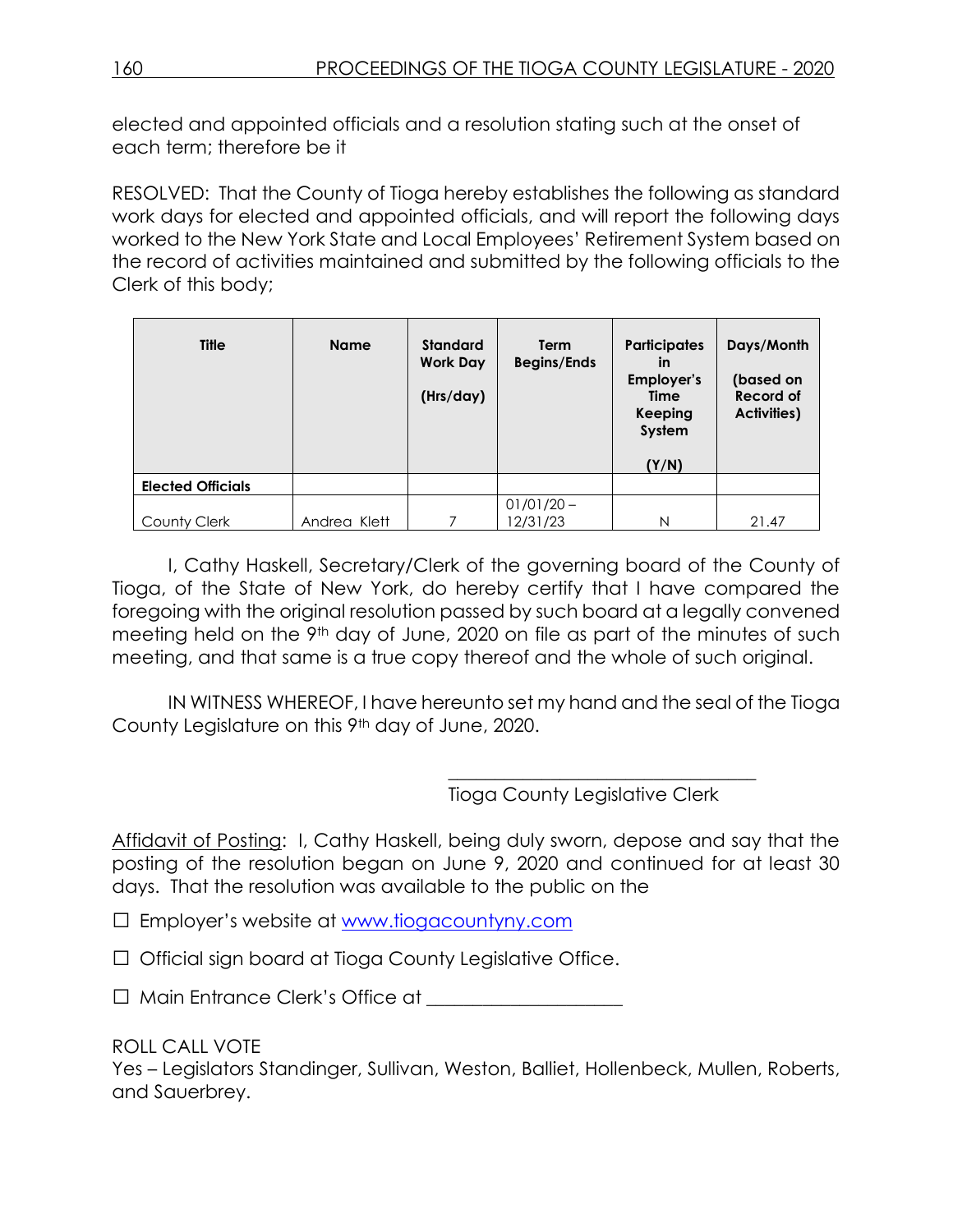elected and appointed officials and a resolution stating such at the onset of each term; therefore be it

RESOLVED: That the County of Tioga hereby establishes the following as standard work days for elected and appointed officials, and will report the following days worked to the New York State and Local Employees' Retirement System based on the record of activities maintained and submitted by the following officials to the Clerk of this body;

| Title | Name | Standard Work Day (Hrs/day) | Term Begins/Ends | Participates in Employer's Time Keeping System (Y/N) | Days/Month (based on Record of Activities) |
|---|---|---|---|---|---|
| **Elected Officials** | | | | | |
| County Clerk | Andrea Klett | 7 | 01/01/20 – 12/31/23 | N | 21.47 |

I, Cathy Haskell, Secretary/Clerk of the governing board of the County of Tioga, of the State of New York, do hereby certify that I have compared the foregoing with the original resolution passed by such board at a legally convened meeting held on the 9th day of June, 2020 on file as part of the minutes of such meeting, and that same is a true copy thereof and the whole of such original.

IN WITNESS WHEREOF, I have hereunto set my hand and the seal of the Tioga County Legislature on this 9th day of June, 2020.

\_\_\_\_\_\_\_\_\_\_\_\_\_\_\_\_\_\_\_\_\_\_\_\_\_\_\_\_\_\_\_\_

Tioga County Legislative Clerk

Affidavit of Posting: I, Cathy Haskell, being duly sworn, depose and say that the posting of the resolution began on June 9, 2020 and continued for at least 30 days. That the resolution was available to the public on the

☐ Employer's website at www.tiogacountyny.com

☐ Official sign board at Tioga County Legislative Office.

☐ Main Entrance Clerk's Office at \_\_\_\_\_\_\_\_\_\_\_\_\_\_\_\_\_\_\_\_

ROLL CALL VOTE
Yes – Legislators Standinger, Sullivan, Weston, Balliet, Hollenbeck, Mullen, Roberts, and Sauerbrey.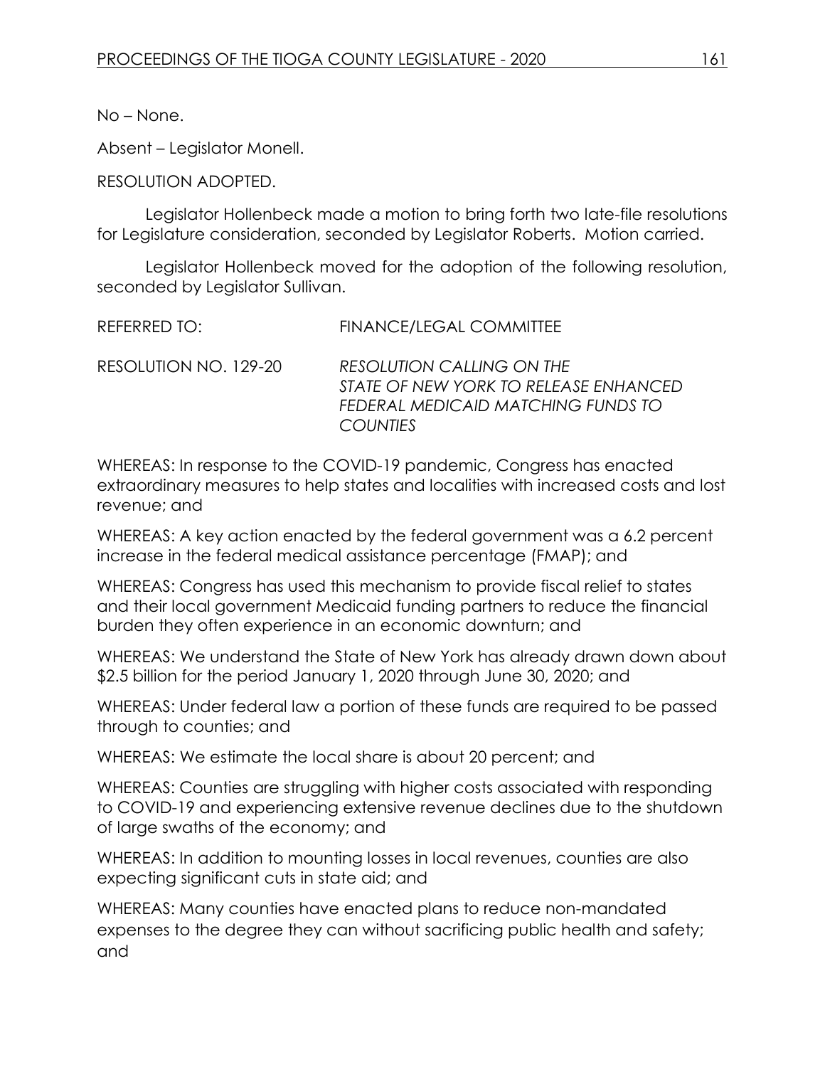No – None.

Absent – Legislator Monell.

RESOLUTION ADOPTED.

Legislator Hollenbeck made a motion to bring forth two late-file resolutions for Legislature consideration, seconded by Legislator Roberts. Motion carried.

Legislator Hollenbeck moved for the adoption of the following resolution, seconded by Legislator Sullivan.

REFERRED TO: FINANCE/LEGAL COMMITTEE

RESOLUTION NO. 129-20 *RESOLUTION CALLING ON THE STATE OF NEW YORK TO RELEASE ENHANCED FEDERAL MEDICAID MATCHING FUNDS TO COUNTIES*

WHEREAS: In response to the COVID-19 pandemic, Congress has enacted extraordinary measures to help states and localities with increased costs and lost revenue; and

WHEREAS: A key action enacted by the federal government was a 6.2 percent increase in the federal medical assistance percentage (FMAP); and

WHEREAS: Congress has used this mechanism to provide fiscal relief to states and their local government Medicaid funding partners to reduce the financial burden they often experience in an economic downturn; and

WHEREAS: We understand the State of New York has already drawn down about $2.5 billion for the period January 1, 2020 through June 30, 2020; and

WHEREAS: Under federal law a portion of these funds are required to be passed through to counties; and

WHEREAS: We estimate the local share is about 20 percent; and

WHEREAS: Counties are struggling with higher costs associated with responding to COVID-19 and experiencing extensive revenue declines due to the shutdown of large swaths of the economy; and

WHEREAS: In addition to mounting losses in local revenues, counties are also expecting significant cuts in state aid; and

WHEREAS: Many counties have enacted plans to reduce non-mandated expenses to the degree they can without sacrificing public health and safety; and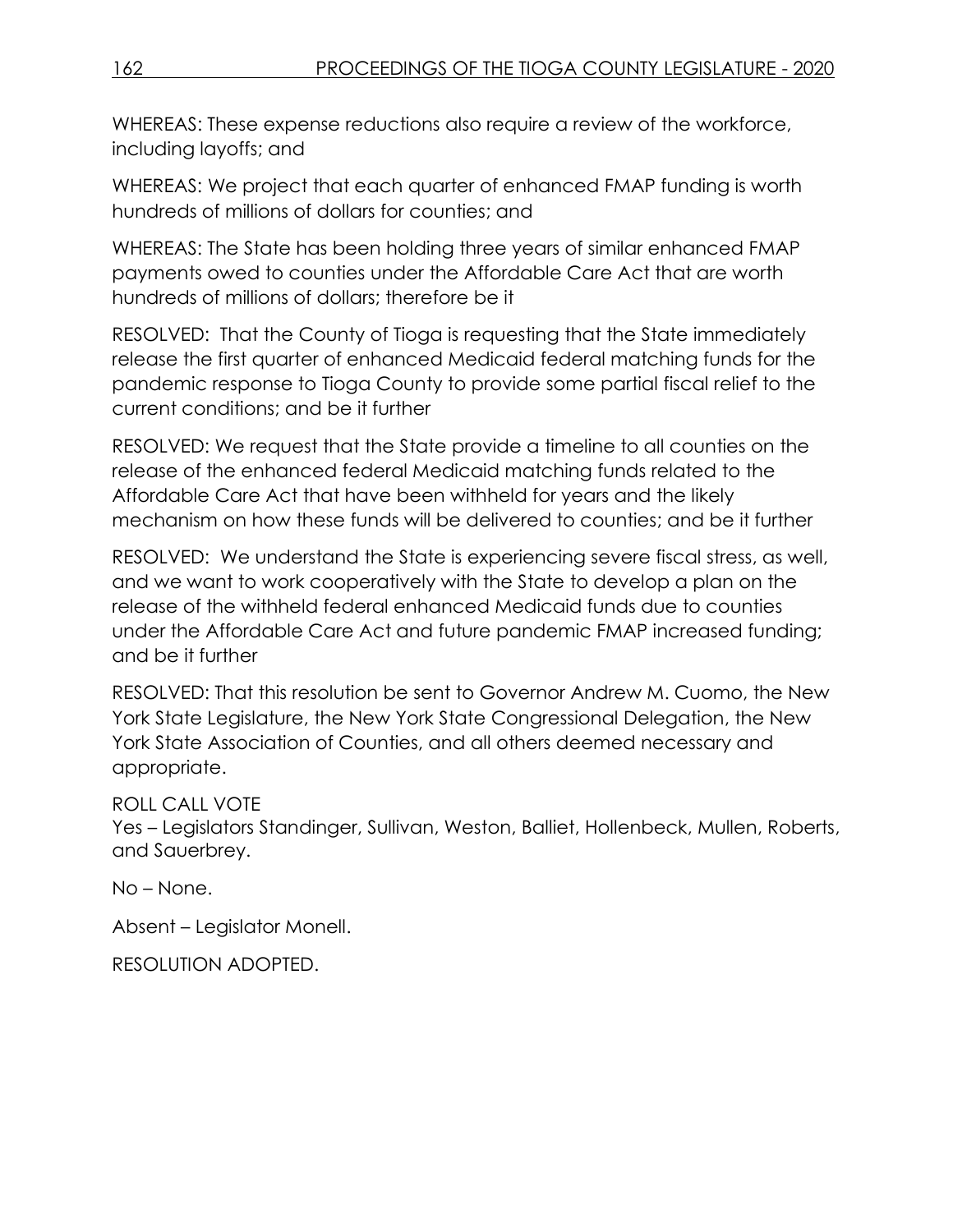WHEREAS: These expense reductions also require a review of the workforce, including layoffs; and

WHEREAS: We project that each quarter of enhanced FMAP funding is worth hundreds of millions of dollars for counties; and

WHEREAS: The State has been holding three years of similar enhanced FMAP payments owed to counties under the Affordable Care Act that are worth hundreds of millions of dollars; therefore be it

RESOLVED: That the County of Tioga is requesting that the State immediately release the first quarter of enhanced Medicaid federal matching funds for the pandemic response to Tioga County to provide some partial fiscal relief to the current conditions; and be it further

RESOLVED: We request that the State provide a timeline to all counties on the release of the enhanced federal Medicaid matching funds related to the Affordable Care Act that have been withheld for years and the likely mechanism on how these funds will be delivered to counties; and be it further

RESOLVED: We understand the State is experiencing severe fiscal stress, as well, and we want to work cooperatively with the State to develop a plan on the release of the withheld federal enhanced Medicaid funds due to counties under the Affordable Care Act and future pandemic FMAP increased funding; and be it further

RESOLVED: That this resolution be sent to Governor Andrew M. Cuomo, the New York State Legislature, the New York State Congressional Delegation, the New York State Association of Counties, and all others deemed necessary and appropriate.

ROLL CALL VOTE
Yes – Legislators Standinger, Sullivan, Weston, Balliet, Hollenbeck, Mullen, Roberts, and Sauerbrey.

No – None.

Absent – Legislator Monell.

RESOLUTION ADOPTED.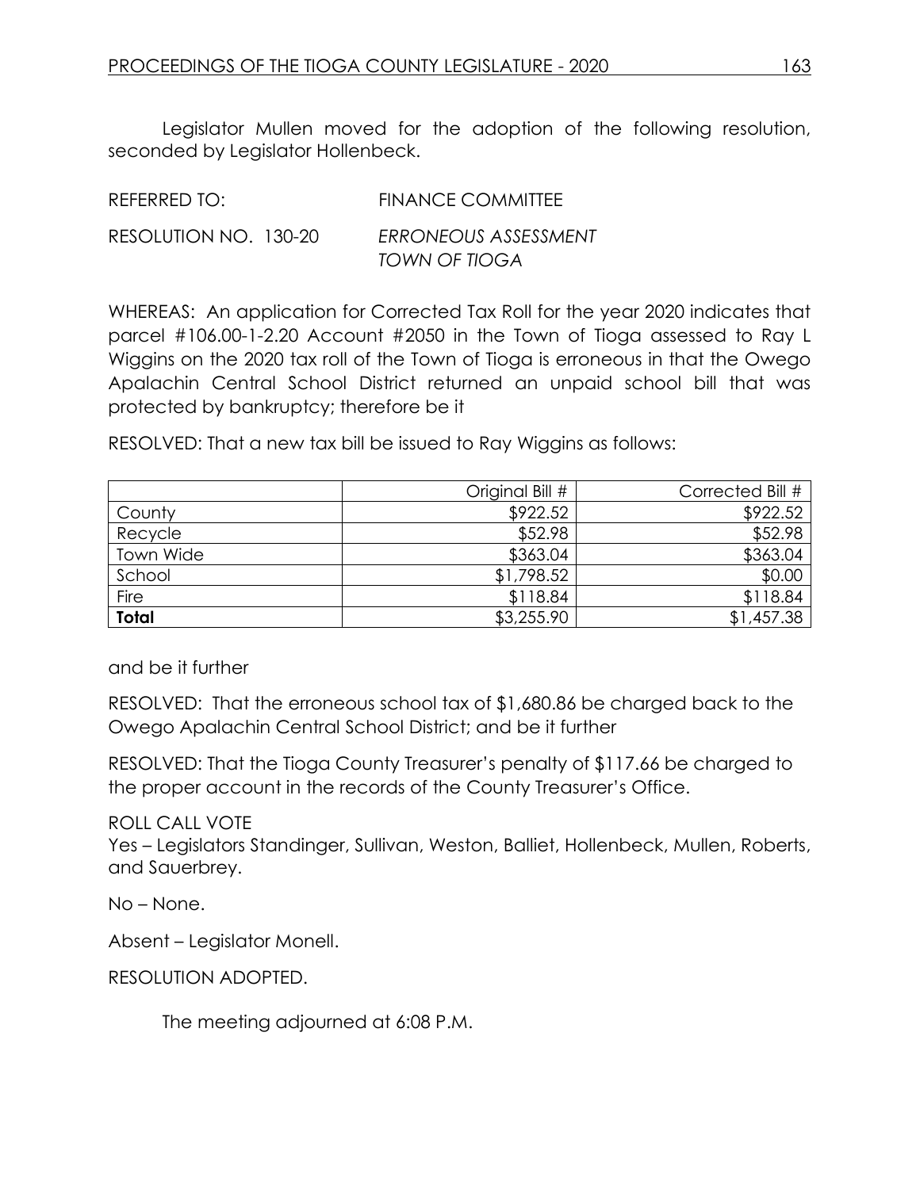Legislator Mullen moved for the adoption of the following resolution, seconded by Legislator Hollenbeck.

REFERRED TO: FINANCE COMMITTEE

RESOLUTION NO. 130-20 *ERRONEOUS ASSESSMENT TOWN OF TIOGA*

WHEREAS: An application for Corrected Tax Roll for the year 2020 indicates that parcel #106.00-1-2.20 Account #2050 in the Town of Tioga assessed to Ray L Wiggins on the 2020 tax roll of the Town of Tioga is erroneous in that the Owego Apalachin Central School District returned an unpaid school bill that was protected by bankruptcy; therefore be it

RESOLVED: That a new tax bill be issued to Ray Wiggins as follows:

| | Original Bill # | Corrected Bill # |
|---|---|---|
| County | $922.52 | $922.52 |
| Recycle | $52.98 | $52.98 |
| Town Wide | $363.04 | $363.04 |
| School | $1,798.52 | $0.00 |
| Fire | $118.84 | $118.84 |
| **Total** | $3,255.90 | $1,457.38 |

and be it further

RESOLVED: That the erroneous school tax of $1,680.86 be charged back to the Owego Apalachin Central School District; and be it further

RESOLVED: That the Tioga County Treasurer's penalty of $117.66 be charged to the proper account in the records of the County Treasurer's Office.

ROLL CALL VOTE

Yes – Legislators Standinger, Sullivan, Weston, Balliet, Hollenbeck, Mullen, Roberts, and Sauerbrey.

No – None.

Absent – Legislator Monell.

RESOLUTION ADOPTED.

The meeting adjourned at 6:08 P.M.